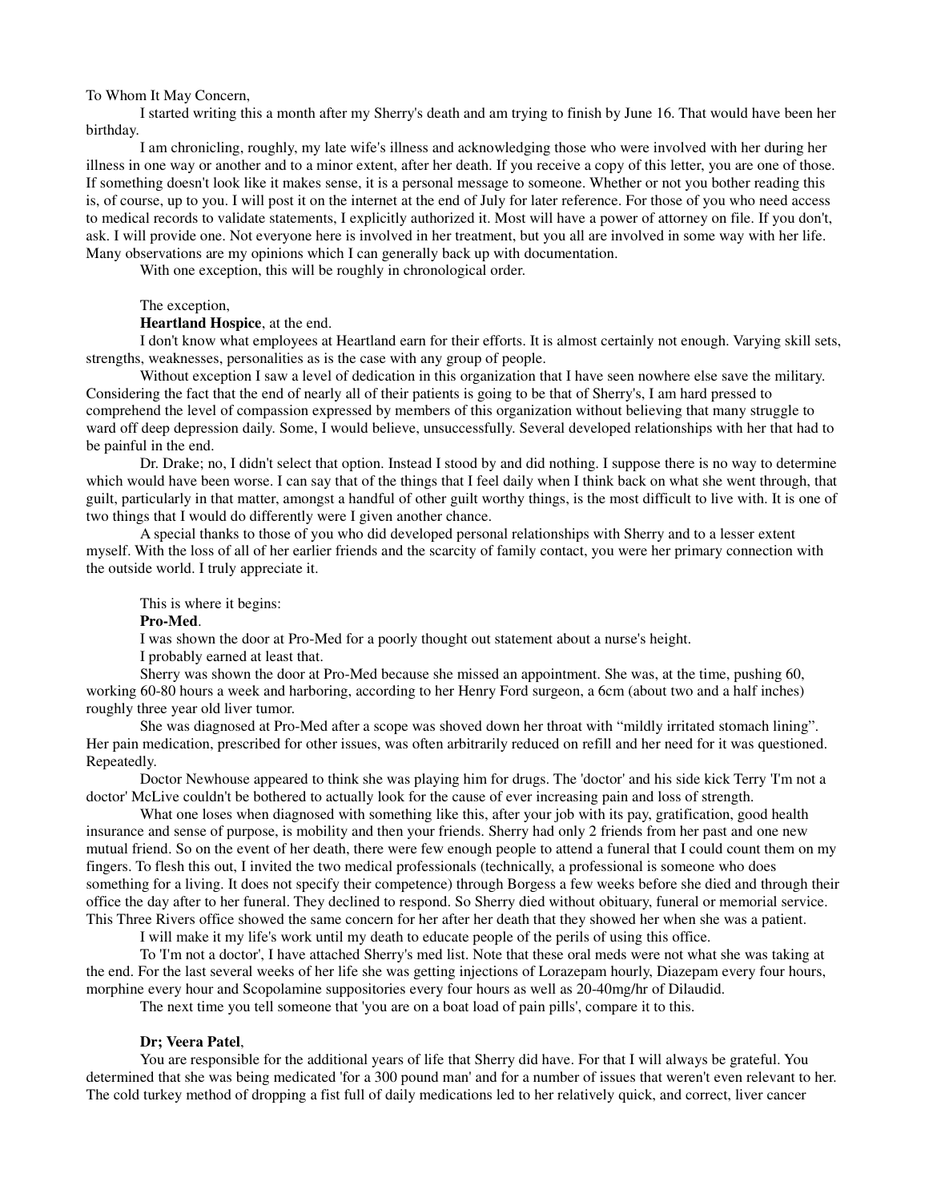To Whom It May Concern,

I started writing this a month after my Sherry's death and am trying to finish by June 16. That would have been her birthday.

I am chronicling, roughly, my late wife's illness and acknowledging those who were involved with her during her illness in one way or another and to a minor extent, after her death. If you receive a copy of this letter, you are one of those. If something doesn't look like it makes sense, it is a personal message to someone. Whether or not you bother reading this is, of course, up to you. I will post it on the internet at the end of July for later reference. For those of you who need access to medical records to validate statements, I explicitly authorized it. Most will have a power of attorney on file. If you don't, ask. I will provide one. Not everyone here is involved in her treatment, but you all are involved in some way with her life. Many observations are my opinions which I can generally back up with documentation.

With one exception, this will be roughly in chronological order.

The exception,

**Heartland Hospice**, at the end.

I don't know what employees at Heartland earn for their efforts. It is almost certainly not enough. Varying skill sets, strengths, weaknesses, personalities as is the case with any group of people.

Without exception I saw a level of dedication in this organization that I have seen nowhere else save the military. Considering the fact that the end of nearly all of their patients is going to be that of Sherry's, I am hard pressed to comprehend the level of compassion expressed by members of this organization without believing that many struggle to ward off deep depression daily. Some, I would believe, unsuccessfully. Several developed relationships with her that had to be painful in the end.

Dr. Drake; no, I didn't select that option. Instead I stood by and did nothing. I suppose there is no way to determine which would have been worse. I can say that of the things that I feel daily when I think back on what she went through, that guilt, particularly in that matter, amongst a handful of other guilt worthy things, is the most difficult to live with. It is one of two things that I would do differently were I given another chance.

A special thanks to those of you who did developed personal relationships with Sherry and to a lesser extent myself. With the loss of all of her earlier friends and the scarcity of family contact, you were her primary connection with the outside world. I truly appreciate it.

This is where it begins:

**Pro-Med**.

I was shown the door at Pro-Med for a poorly thought out statement about a nurse's height.

I probably earned at least that.

Sherry was shown the door at Pro-Med because she missed an appointment. She was, at the time, pushing 60, working 60-80 hours a week and harboring, according to her Henry Ford surgeon, a 6cm (about two and a half inches) roughly three year old liver tumor.

She was diagnosed at Pro-Med after a scope was shoved down her throat with "mildly irritated stomach lining". Her pain medication, prescribed for other issues, was often arbitrarily reduced on refill and her need for it was questioned. Repeatedly.

Doctor Newhouse appeared to think she was playing him for drugs. The 'doctor' and his side kick Terry 'I'm not a doctor' McLive couldn't be bothered to actually look for the cause of ever increasing pain and loss of strength.

What one loses when diagnosed with something like this, after your job with its pay, gratification, good health insurance and sense of purpose, is mobility and then your friends. Sherry had only 2 friends from her past and one new mutual friend. So on the event of her death, there were few enough people to attend a funeral that I could count them on my fingers. To flesh this out, I invited the two medical professionals (technically, a professional is someone who does something for a living. It does not specify their competence) through Borgess a few weeks before she died and through their office the day after to her funeral. They declined to respond. So Sherry died without obituary, funeral or memorial service. This Three Rivers office showed the same concern for her after her death that they showed her when she was a patient.

I will make it my life's work until my death to educate people of the perils of using this office.

To 'I'm not a doctor', I have attached Sherry's med list. Note that these oral meds were not what she was taking at the end. For the last several weeks of her life she was getting injections of Lorazepam hourly, Diazepam every four hours, morphine every hour and Scopolamine suppositories every four hours as well as 20-40mg/hr of Dilaudid.

The next time you tell someone that 'you are on a boat load of pain pills', compare it to this.

**Dr; Veera Patel**,

You are responsible for the additional years of life that Sherry did have. For that I will always be grateful. You determined that she was being medicated 'for a 300 pound man' and for a number of issues that weren't even relevant to her. The cold turkey method of dropping a fist full of daily medications led to her relatively quick, and correct, liver cancer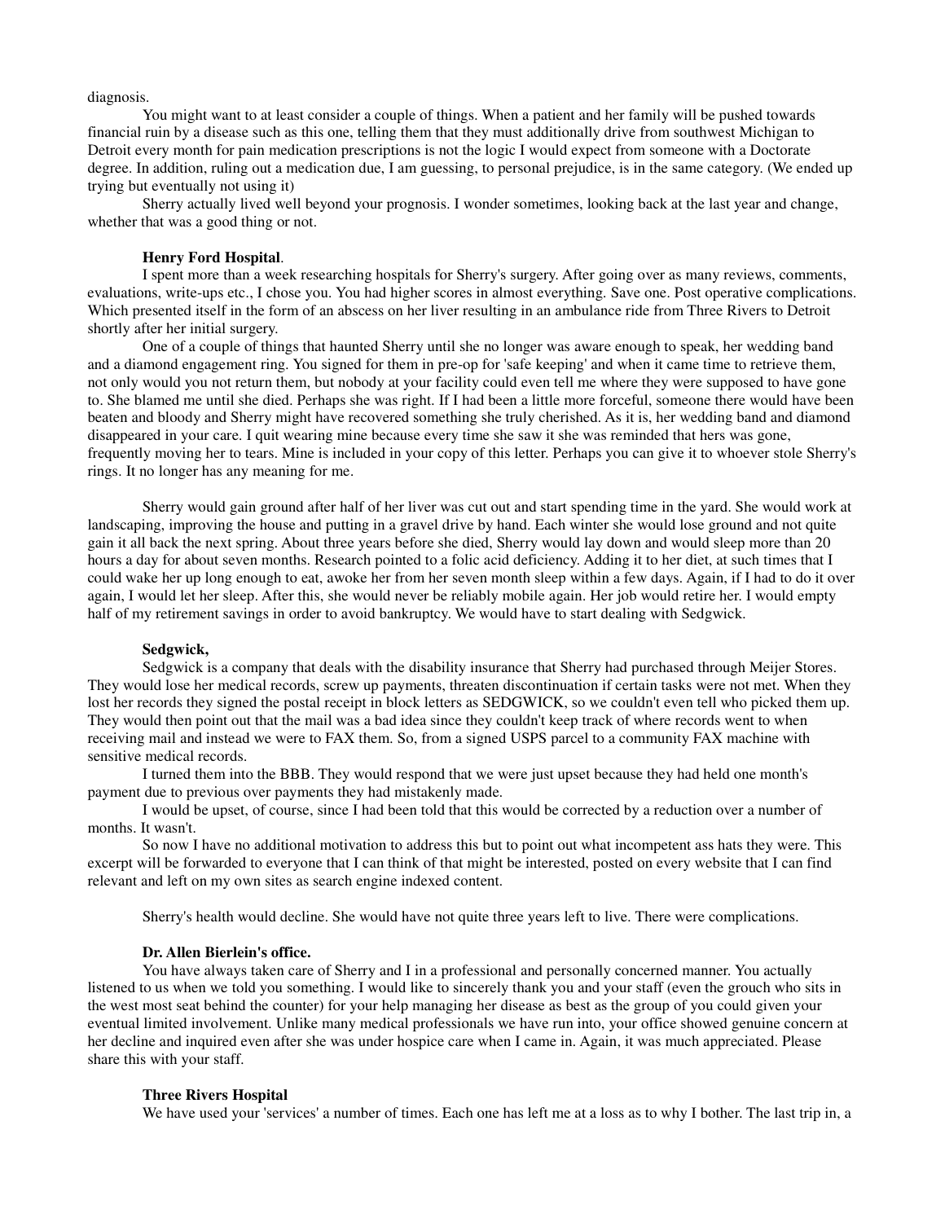diagnosis.

You might want to at least consider a couple of things. When a patient and her family will be pushed towards financial ruin by a disease such as this one, telling them that they must additionally drive from southwest Michigan to Detroit every month for pain medication prescriptions is not the logic I would expect from someone with a Doctorate degree. In addition, ruling out a medication due, I am guessing, to personal prejudice, is in the same category. (We ended up trying but eventually not using it)

Sherry actually lived well beyond your prognosis. I wonder sometimes, looking back at the last year and change, whether that was a good thing or not.

**Henry Ford Hospital**.

I spent more than a week researching hospitals for Sherry's surgery. After going over as many reviews, comments, evaluations, write-ups etc., I chose you. You had higher scores in almost everything. Save one. Post operative complications. Which presented itself in the form of an abscess on her liver resulting in an ambulance ride from Three Rivers to Detroit shortly after her initial surgery.

One of a couple of things that haunted Sherry until she no longer was aware enough to speak, her wedding band and a diamond engagement ring. You signed for them in pre-op for 'safe keeping' and when it came time to retrieve them, not only would you not return them, but nobody at your facility could even tell me where they were supposed to have gone to. She blamed me until she died. Perhaps she was right. If I had been a little more forceful, someone there would have been beaten and bloody and Sherry might have recovered something she truly cherished. As it is, her wedding band and diamond disappeared in your care. I quit wearing mine because every time she saw it she was reminded that hers was gone, frequently moving her to tears. Mine is included in your copy of this letter. Perhaps you can give it to whoever stole Sherry's rings. It no longer has any meaning for me.

Sherry would gain ground after half of her liver was cut out and start spending time in the yard. She would work at landscaping, improving the house and putting in a gravel drive by hand. Each winter she would lose ground and not quite gain it all back the next spring. About three years before she died, Sherry would lay down and would sleep more than 20 hours a day for about seven months. Research pointed to a folic acid deficiency. Adding it to her diet, at such times that I could wake her up long enough to eat, awoke her from her seven month sleep within a few days. Again, if I had to do it over again, I would let her sleep. After this, she would never be reliably mobile again. Her job would retire her. I would empty half of my retirement savings in order to avoid bankruptcy. We would have to start dealing with Sedgwick.

**Sedgwick,**

Sedgwick is a company that deals with the disability insurance that Sherry had purchased through Meijer Stores. They would lose her medical records, screw up payments, threaten discontinuation if certain tasks were not met. When they lost her records they signed the postal receipt in block letters as SEDGWICK, so we couldn't even tell who picked them up. They would then point out that the mail was a bad idea since they couldn't keep track of where records went to when receiving mail and instead we were to FAX them. So, from a signed USPS parcel to a community FAX machine with sensitive medical records.

I turned them into the BBB. They would respond that we were just upset because they had held one month's payment due to previous over payments they had mistakenly made.

I would be upset, of course, since I had been told that this would be corrected by a reduction over a number of months. It wasn't.

So now I have no additional motivation to address this but to point out what incompetent ass hats they were. This excerpt will be forwarded to everyone that I can think of that might be interested, posted on every website that I can find relevant and left on my own sites as search engine indexed content.

Sherry's health would decline. She would have not quite three years left to live. There were complications.

**Dr. Allen Bierlein's office.**

You have always taken care of Sherry and I in a professional and personally concerned manner. You actually listened to us when we told you something. I would like to sincerely thank you and your staff (even the grouch who sits in the west most seat behind the counter) for your help managing her disease as best as the group of you could given your eventual limited involvement. Unlike many medical professionals we have run into, your office showed genuine concern at her decline and inquired even after she was under hospice care when I came in. Again, it was much appreciated. Please share this with your staff.

**Three Rivers Hospital**

We have used your 'services' a number of times. Each one has left me at a loss as to why I bother. The last trip in, a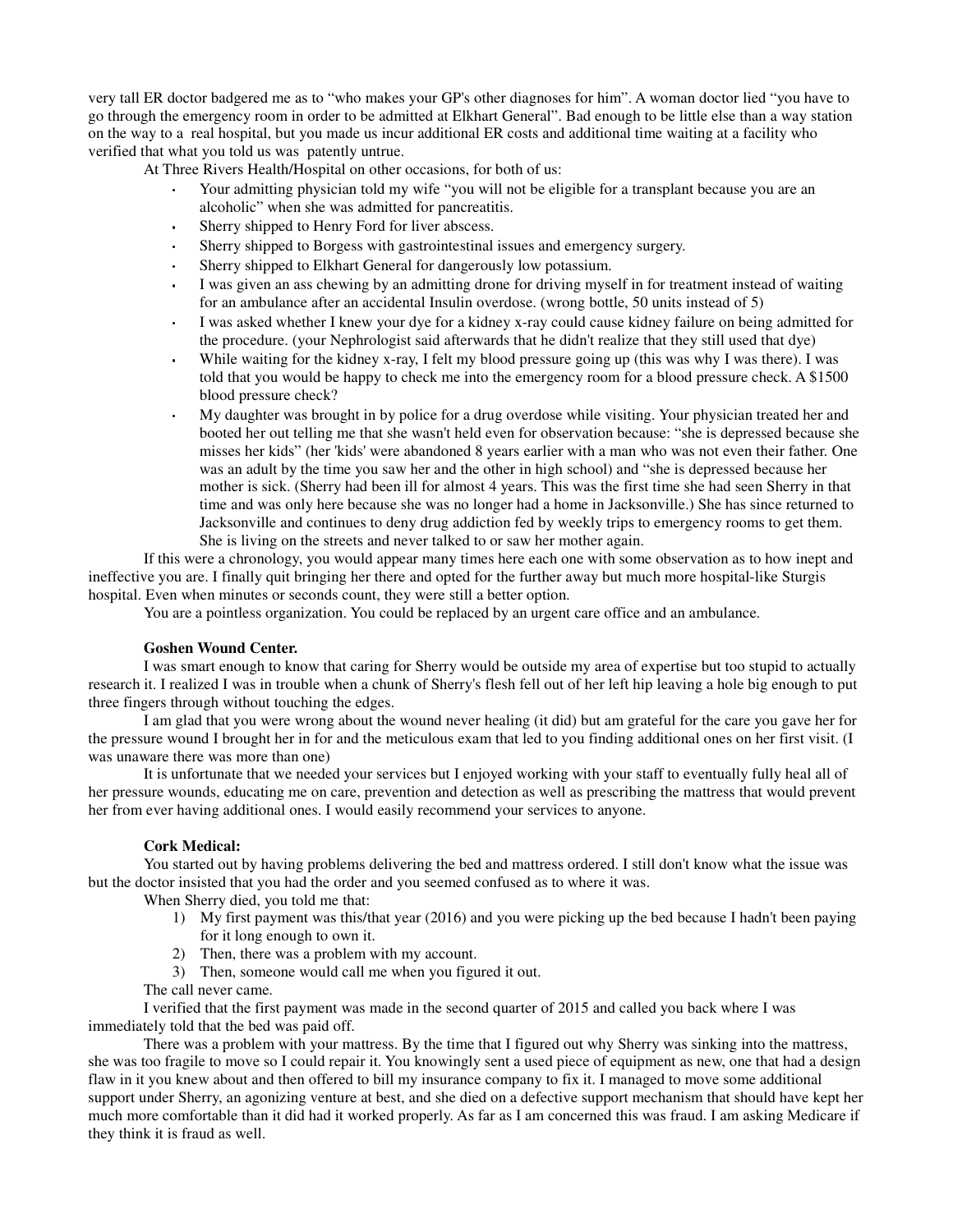very tall ER doctor badgered me as to "who makes your GP's other diagnoses for him". A woman doctor lied "you have to go through the emergency room in order to be admitted at Elkhart General". Bad enough to be little else than a way station on the way to a real hospital, but you made us incur additional ER costs and additional time waiting at a facility who verified that what you told us was patently untrue.

At Three Rivers Health/Hospital on other occasions, for both of us:

- Your admitting physician told my wife "you will not be eligible for a transplant because you are an alcoholic" when she was admitted for pancreatitis.
- Sherry shipped to Henry Ford for liver abscess.
- Sherry shipped to Borgess with gastrointestinal issues and emergency surgery.
- Sherry shipped to Elkhart General for dangerously low potassium.
- I was given an ass chewing by an admitting drone for driving myself in for treatment instead of waiting for an ambulance after an accidental Insulin overdose. (wrong bottle, 50 units instead of 5)
- I was asked whether I knew your dye for a kidney x-ray could cause kidney failure on being admitted for the procedure. (your Nephrologist said afterwards that he didn't realize that they still used that dye)
- While waiting for the kidney x-ray, I felt my blood pressure going up (this was why I was there). I was told that you would be happy to check me into the emergency room for a blood pressure check. A $1500 blood pressure check?
- My daughter was brought in by police for a drug overdose while visiting. Your physician treated her and booted her out telling me that she wasn't held even for observation because: "she is depressed because she misses her kids" (her 'kids' were abandoned 8 years earlier with a man who was not even their father. One was an adult by the time you saw her and the other in high school) and "she is depressed because her mother is sick. (Sherry had been ill for almost 4 years. This was the first time she had seen Sherry in that time and was only here because she was no longer had a home in Jacksonville.) She has since returned to Jacksonville and continues to deny drug addiction fed by weekly trips to emergency rooms to get them. She is living on the streets and never talked to or saw her mother again.

If this were a chronology, you would appear many times here each one with some observation as to how inept and ineffective you are. I finally quit bringing her there and opted for the further away but much more hospital-like Sturgis hospital. Even when minutes or seconds count, they were still a better option.

You are a pointless organization. You could be replaced by an urgent care office and an ambulance.

**Goshen Wound Center.**

I was smart enough to know that caring for Sherry would be outside my area of expertise but too stupid to actually research it. I realized I was in trouble when a chunk of Sherry's flesh fell out of her left hip leaving a hole big enough to put three fingers through without touching the edges.

I am glad that you were wrong about the wound never healing (it did) but am grateful for the care you gave her for the pressure wound I brought her in for and the meticulous exam that led to you finding additional ones on her first visit. (I was unaware there was more than one)

It is unfortunate that we needed your services but I enjoyed working with your staff to eventually fully heal all of her pressure wounds, educating me on care, prevention and detection as well as prescribing the mattress that would prevent her from ever having additional ones. I would easily recommend your services to anyone.

**Cork Medical:**

You started out by having problems delivering the bed and mattress ordered. I still don't know what the issue was but the doctor insisted that you had the order and you seemed confused as to where it was.

When Sherry died, you told me that:

1) My first payment was this/that year (2016) and you were picking up the bed because I hadn't been paying for it long enough to own it.
2) Then, there was a problem with my account.
3) Then, someone would call me when you figured it out.

The call never came.

I verified that the first payment was made in the second quarter of 2015 and called you back where I was immediately told that the bed was paid off.

There was a problem with your mattress. By the time that I figured out why Sherry was sinking into the mattress, she was too fragile to move so I could repair it. You knowingly sent a used piece of equipment as new, one that had a design flaw in it you knew about and then offered to bill my insurance company to fix it. I managed to move some additional support under Sherry, an agonizing venture at best, and she died on a defective support mechanism that should have kept her much more comfortable than it did had it worked properly. As far as I am concerned this was fraud. I am asking Medicare if they think it is fraud as well.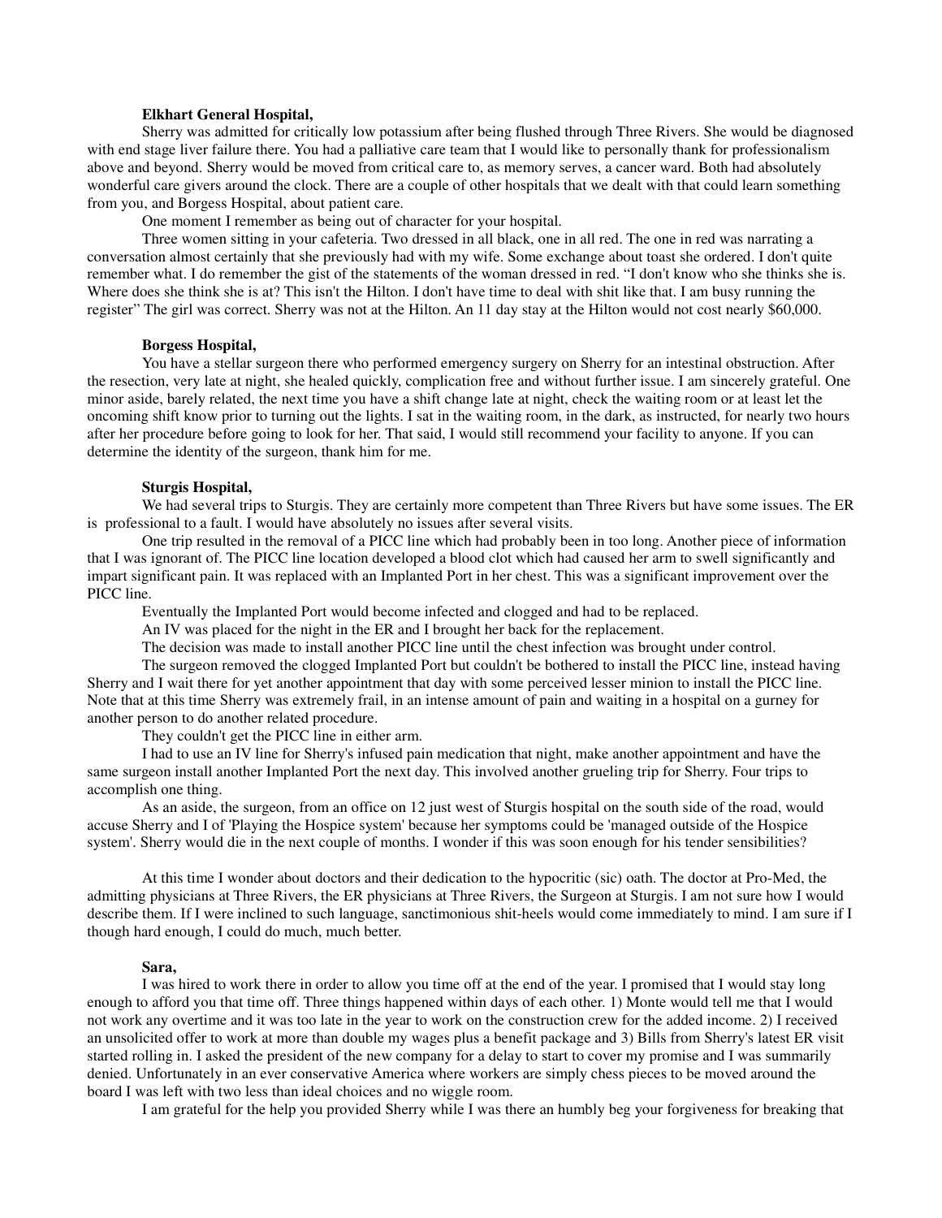**Elkhart General Hospital,**

Sherry was admitted for critically low potassium after being flushed through Three Rivers. She would be diagnosed with end stage liver failure there. You had a palliative care team that I would like to personally thank for professionalism above and beyond. Sherry would be moved from critical care to, as memory serves, a cancer ward. Both had absolutely wonderful care givers around the clock. There are a couple of other hospitals that we dealt with that could learn something from you, and Borgess Hospital, about patient care.

One moment I remember as being out of character for your hospital.

Three women sitting in your cafeteria. Two dressed in all black, one in all red. The one in red was narrating a conversation almost certainly that she previously had with my wife. Some exchange about toast she ordered. I don't quite remember what. I do remember the gist of the statements of the woman dressed in red. "I don't know who she thinks she is. Where does she think she is at? This isn't the Hilton. I don't have time to deal with shit like that. I am busy running the register" The girl was correct. Sherry was not at the Hilton. An 11 day stay at the Hilton would not cost nearly $60,000.

**Borgess Hospital,**

You have a stellar surgeon there who performed emergency surgery on Sherry for an intestinal obstruction. After the resection, very late at night, she healed quickly, complication free and without further issue. I am sincerely grateful. One minor aside, barely related, the next time you have a shift change late at night, check the waiting room or at least let the oncoming shift know prior to turning out the lights. I sat in the waiting room, in the dark, as instructed, for nearly two hours after her procedure before going to look for her. That said, I would still recommend your facility to anyone. If you can determine the identity of the surgeon, thank him for me.

**Sturgis Hospital,**

We had several trips to Sturgis. They are certainly more competent than Three Rivers but have some issues. The ER is professional to a fault. I would have absolutely no issues after several visits.

One trip resulted in the removal of a PICC line which had probably been in too long. Another piece of information that I was ignorant of. The PICC line location developed a blood clot which had caused her arm to swell significantly and impart significant pain. It was replaced with an Implanted Port in her chest. This was a significant improvement over the PICC line.

Eventually the Implanted Port would become infected and clogged and had to be replaced.

An IV was placed for the night in the ER and I brought her back for the replacement.

The decision was made to install another PICC line until the chest infection was brought under control.

The surgeon removed the clogged Implanted Port but couldn't be bothered to install the PICC line, instead having Sherry and I wait there for yet another appointment that day with some perceived lesser minion to install the PICC line. Note that at this time Sherry was extremely frail, in an intense amount of pain and waiting in a hospital on a gurney for another person to do another related procedure.

They couldn't get the PICC line in either arm.

I had to use an IV line for Sherry's infused pain medication that night, make another appointment and have the same surgeon install another Implanted Port the next day. This involved another grueling trip for Sherry. Four trips to accomplish one thing.

As an aside, the surgeon, from an office on 12 just west of Sturgis hospital on the south side of the road, would accuse Sherry and I of 'Playing the Hospice system' because her symptoms could be 'managed outside of the Hospice system'. Sherry would die in the next couple of months. I wonder if this was soon enough for his tender sensibilities?

At this time I wonder about doctors and their dedication to the hypocritic (sic) oath. The doctor at Pro-Med, the admitting physicians at Three Rivers, the ER physicians at Three Rivers, the Surgeon at Sturgis. I am not sure how I would describe them. If I were inclined to such language, sanctimonious shit-heels would come immediately to mind. I am sure if I though hard enough, I could do much, much better.

**Sara,**

I was hired to work there in order to allow you time off at the end of the year. I promised that I would stay long enough to afford you that time off. Three things happened within days of each other. 1) Monte would tell me that I would not work any overtime and it was too late in the year to work on the construction crew for the added income. 2) I received an unsolicited offer to work at more than double my wages plus a benefit package and 3) Bills from Sherry's latest ER visit started rolling in. I asked the president of the new company for a delay to start to cover my promise and I was summarily denied. Unfortunately in an ever conservative America where workers are simply chess pieces to be moved around the board I was left with two less than ideal choices and no wiggle room.

I am grateful for the help you provided Sherry while I was there an humbly beg your forgiveness for breaking that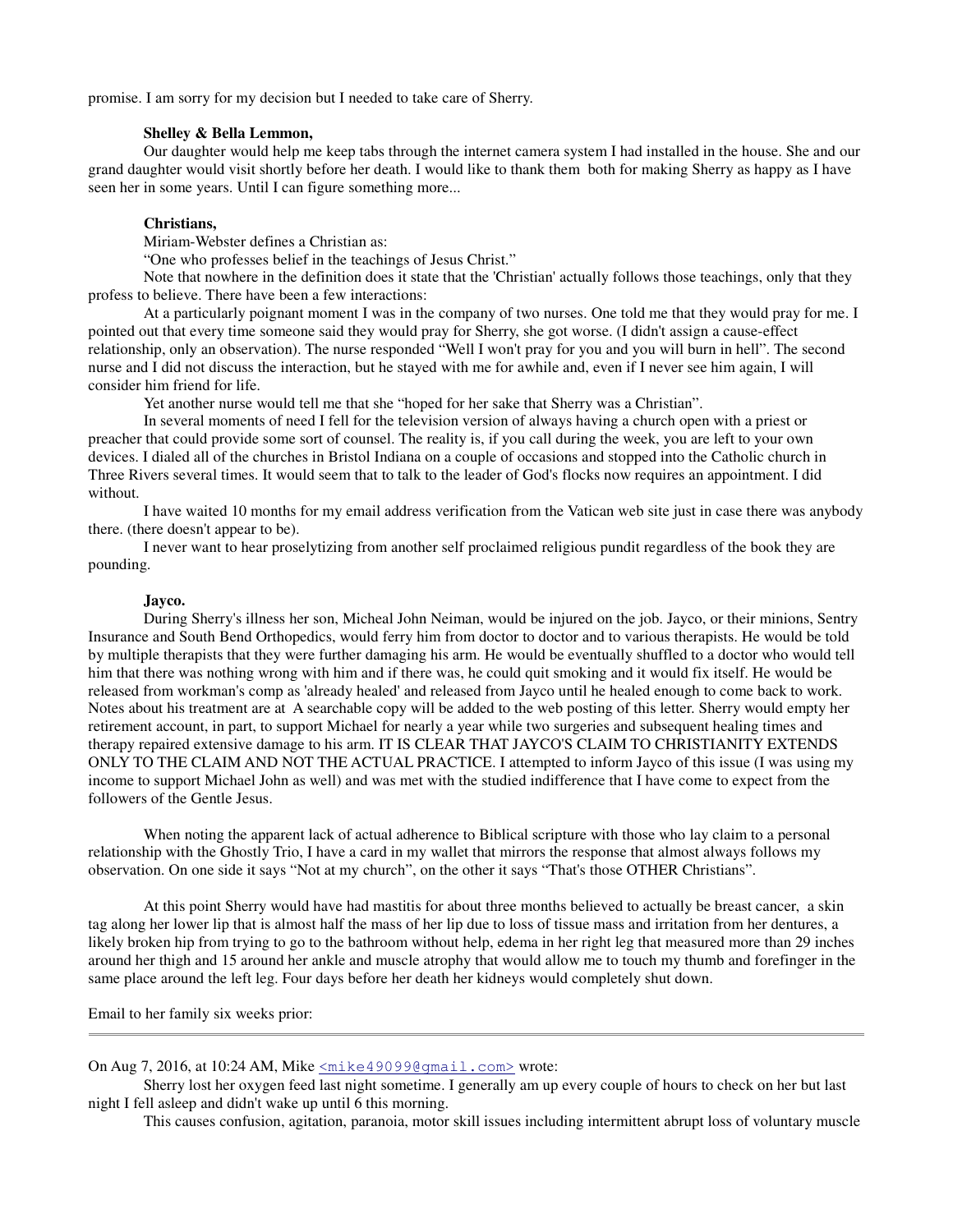promise. I am sorry for my decision but I needed to take care of Sherry.

**Shelley & Bella Lemmon,**

Our daughter would help me keep tabs through the internet camera system I had installed in the house. She and our grand daughter would visit shortly before her death. I would like to thank them both for making Sherry as happy as I have seen her in some years. Until I can figure something more...

**Christians,**

Miriam-Webster defines a Christian as:

"One who professes belief in the teachings of Jesus Christ."

Note that nowhere in the definition does it state that the 'Christian' actually follows those teachings, only that they profess to believe. There have been a few interactions:

At a particularly poignant moment I was in the company of two nurses. One told me that they would pray for me. I pointed out that every time someone said they would pray for Sherry, she got worse. (I didn't assign a cause-effect relationship, only an observation). The nurse responded "Well I won't pray for you and you will burn in hell". The second nurse and I did not discuss the interaction, but he stayed with me for awhile and, even if I never see him again, I will consider him friend for life.

Yet another nurse would tell me that she "hoped for her sake that Sherry was a Christian".

In several moments of need I fell for the television version of always having a church open with a priest or preacher that could provide some sort of counsel. The reality is, if you call during the week, you are left to your own devices. I dialed all of the churches in Bristol Indiana on a couple of occasions and stopped into the Catholic church in Three Rivers several times. It would seem that to talk to the leader of God's flocks now requires an appointment. I did without.

I have waited 10 months for my email address verification from the Vatican web site just in case there was anybody there. (there doesn't appear to be).

I never want to hear proselytizing from another self proclaimed religious pundit regardless of the book they are pounding.

**Jayco.**

During Sherry's illness her son, Micheal John Neiman, would be injured on the job. Jayco, or their minions, Sentry Insurance and South Bend Orthopedics, would ferry him from doctor to doctor and to various therapists. He would be told by multiple therapists that they were further damaging his arm. He would be eventually shuffled to a doctor who would tell him that there was nothing wrong with him and if there was, he could quit smoking and it would fix itself. He would be released from workman's comp as 'already healed' and released from Jayco until he healed enough to come back to work. Notes about his treatment are at A searchable copy will be added to the web posting of this letter. Sherry would empty her retirement account, in part, to support Michael for nearly a year while two surgeries and subsequent healing times and therapy repaired extensive damage to his arm. IT IS CLEAR THAT JAYCO'S CLAIM TO CHRISTIANITY EXTENDS ONLY TO THE CLAIM AND NOT THE ACTUAL PRACTICE. I attempted to inform Jayco of this issue (I was using my income to support Michael John as well) and was met with the studied indifference that I have come to expect from the followers of the Gentle Jesus.

When noting the apparent lack of actual adherence to Biblical scripture with those who lay claim to a personal relationship with the Ghostly Trio, I have a card in my wallet that mirrors the response that almost always follows my observation. On one side it says "Not at my church", on the other it says "That's those OTHER Christians".

At this point Sherry would have had mastitis for about three months believed to actually be breast cancer, a skin tag along her lower lip that is almost half the mass of her lip due to loss of tissue mass and irritation from her dentures, a likely broken hip from trying to go to the bathroom without help, edema in her right leg that measured more than 29 inches around her thigh and 15 around her ankle and muscle atrophy that would allow me to touch my thumb and forefinger in the same place around the left leg. Four days before her death her kidneys would completely shut down.

Email to her family six weeks prior:

---

On Aug 7, 2016, at 10:24 AM, Mike <mike49099@gmail.com> wrote:

Sherry lost her oxygen feed last night sometime. I generally am up every couple of hours to check on her but last night I fell asleep and didn't wake up until 6 this morning.

This causes confusion, agitation, paranoia, motor skill issues including intermittent abrupt loss of voluntary muscle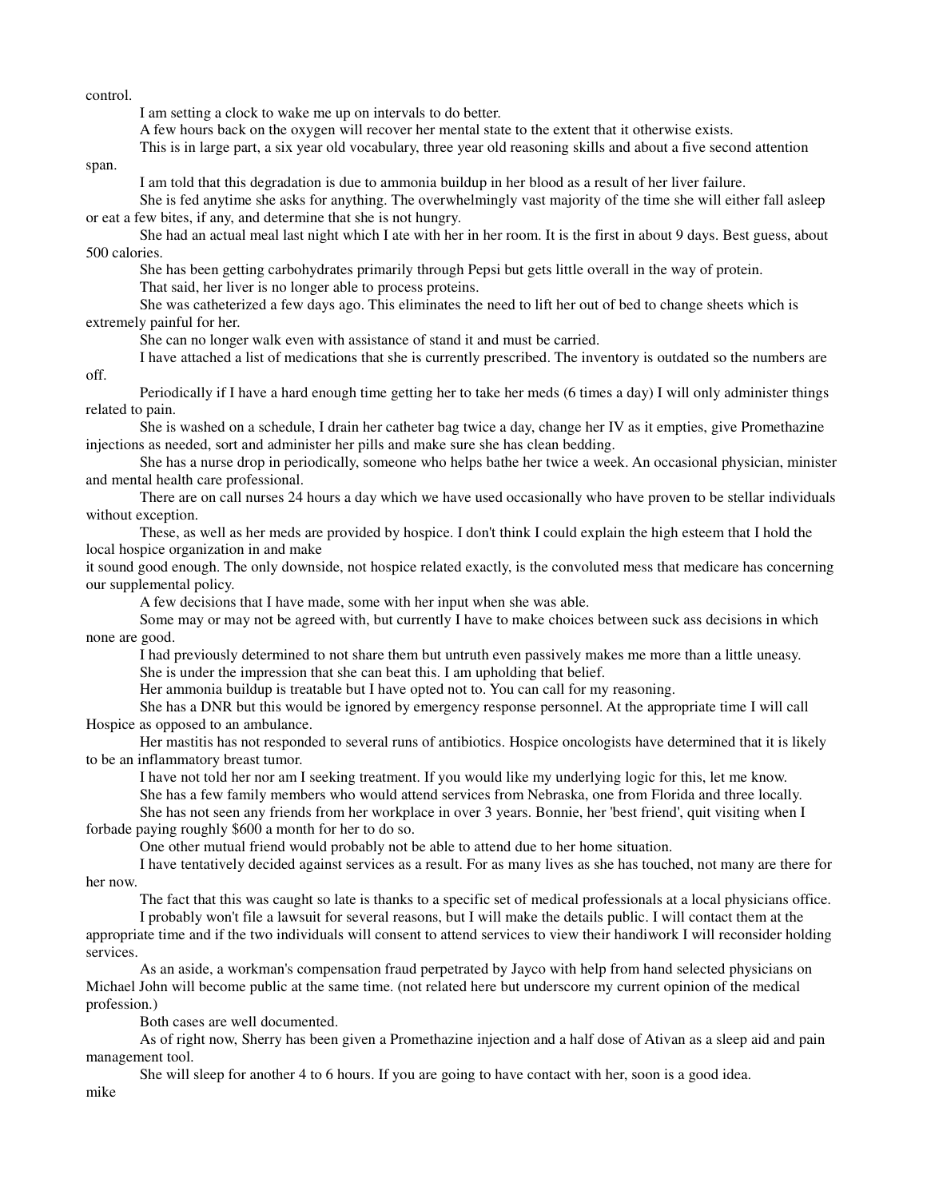control.

I am setting a clock to wake me up on intervals to do better.

A few hours back on the oxygen will recover her mental state to the extent that it otherwise exists.

This is in large part, a six year old vocabulary, three year old reasoning skills and about a five second attention span.

I am told that this degradation is due to ammonia buildup in her blood as a result of her liver failure.

She is fed anytime she asks for anything. The overwhelmingly vast majority of the time she will either fall asleep or eat a few bites, if any, and determine that she is not hungry.

She had an actual meal last night which I ate with her in her room. It is the first in about 9 days. Best guess, about 500 calories.

She has been getting carbohydrates primarily through Pepsi but gets little overall in the way of protein.

That said, her liver is no longer able to process proteins.

She was catheterized a few days ago. This eliminates the need to lift her out of bed to change sheets which is extremely painful for her.

She can no longer walk even with assistance of stand it and must be carried.

I have attached a list of medications that she is currently prescribed. The inventory is outdated so the numbers are off.

Periodically if I have a hard enough time getting her to take her meds (6 times a day) I will only administer things related to pain.

She is washed on a schedule, I drain her catheter bag twice a day, change her IV as it empties, give Promethazine injections as needed, sort and administer her pills and make sure she has clean bedding.

She has a nurse drop in periodically, someone who helps bathe her twice a week. An occasional physician, minister and mental health care professional.

There are on call nurses 24 hours a day which we have used occasionally who have proven to be stellar individuals without exception.

These, as well as her meds are provided by hospice. I don't think I could explain the high esteem that I hold the local hospice organization in and make it sound good enough. The only downside, not hospice related exactly, is the convoluted mess that medicare has concerning our supplemental policy.

A few decisions that I have made, some with her input when she was able.

Some may or may not be agreed with, but currently I have to make choices between suck ass decisions in which none are good.

I had previously determined to not share them but untruth even passively makes me more than a little uneasy.

She is under the impression that she can beat this. I am upholding that belief.

Her ammonia buildup is treatable but I have opted not to. You can call for my reasoning.

She has a DNR but this would be ignored by emergency response personnel. At the appropriate time I will call Hospice as opposed to an ambulance.

Her mastitis has not responded to several runs of antibiotics. Hospice oncologists have determined that it is likely to be an inflammatory breast tumor.

I have not told her nor am I seeking treatment. If you would like my underlying logic for this, let me know.

She has a few family members who would attend services from Nebraska, one from Florida and three locally.

She has not seen any friends from her workplace in over 3 years. Bonnie, her 'best friend', quit visiting when I forbade paying roughly $600 a month for her to do so.

One other mutual friend would probably not be able to attend due to her home situation.

I have tentatively decided against services as a result. For as many lives as she has touched, not many are there for her now.

The fact that this was caught so late is thanks to a specific set of medical professionals at a local physicians office.

I probably won't file a lawsuit for several reasons, but I will make the details public. I will contact them at the appropriate time and if the two individuals will consent to attend services to view their handiwork I will reconsider holding services.

As an aside, a workman's compensation fraud perpetrated by Jayco with help from hand selected physicians on Michael John will become public at the same time. (not related here but underscore my current opinion of the medical profession.)

Both cases are well documented.

As of right now, Sherry has been given a Promethazine injection and a half dose of Ativan as a sleep aid and pain management tool.

She will sleep for another 4 to 6 hours. If you are going to have contact with her, soon is a good idea.

mike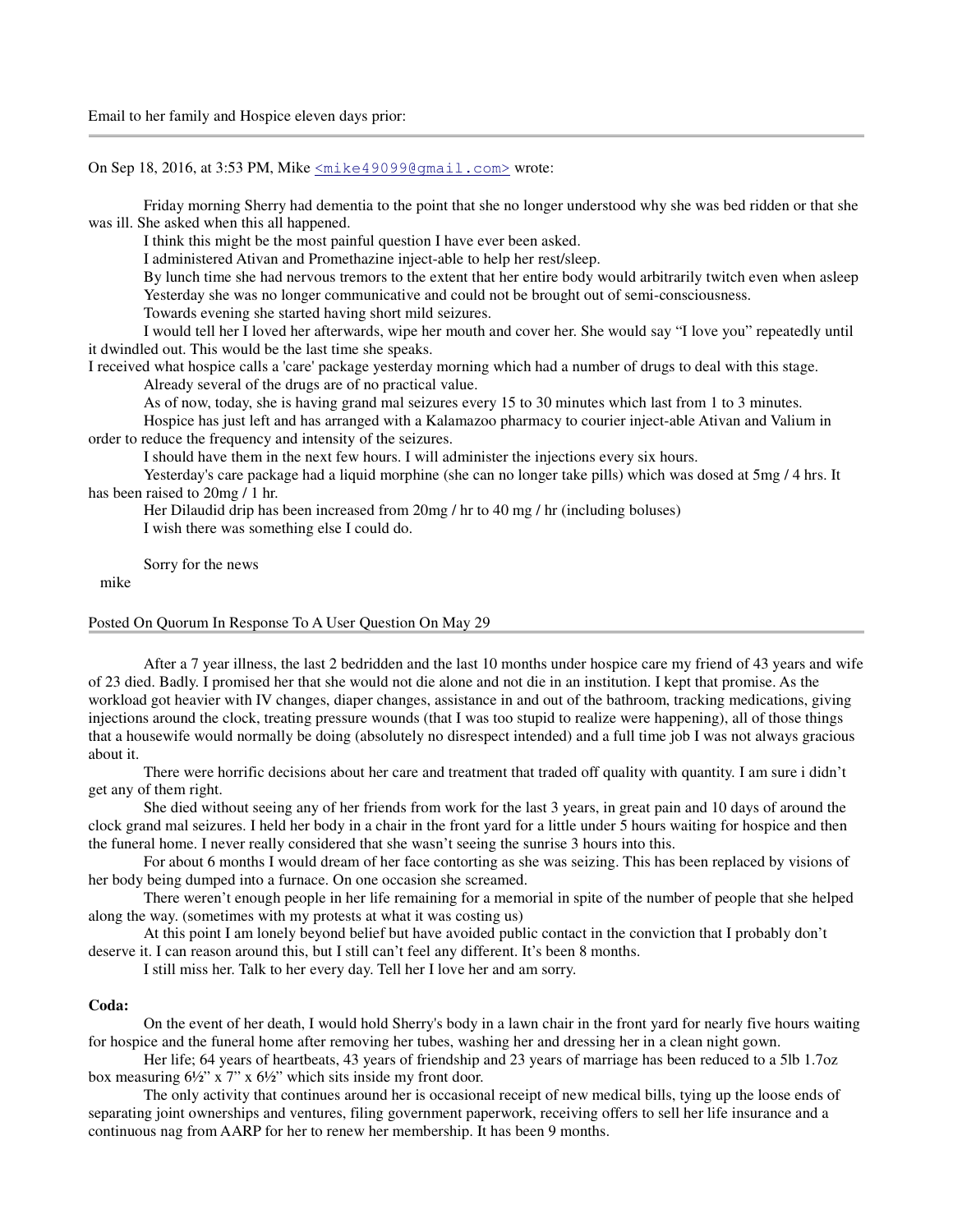Email to her family and Hospice eleven days prior:

---

On Sep 18, 2016, at 3:53 PM, Mike <mike49099@gmail.com> wrote:

Friday morning Sherry had dementia to the point that she no longer understood why she was bed ridden or that she was ill. She asked when this all happened.

I think this might be the most painful question I have ever been asked.

I administered Ativan and Promethazine inject-able to help her rest/sleep.

By lunch time she had nervous tremors to the extent that her entire body would arbitrarily twitch even when asleep

Yesterday she was no longer communicative and could not be brought out of semi-consciousness.

Towards evening she started having short mild seizures.

I would tell her I loved her afterwards, wipe her mouth and cover her. She would say "I love you" repeatedly until it dwindled out. This would be the last time she speaks.

I received what hospice calls a 'care' package yesterday morning which had a number of drugs to deal with this stage.

Already several of the drugs are of no practical value.

As of now, today, she is having grand mal seizures every 15 to 30 minutes which last from 1 to 3 minutes.

Hospice has just left and has arranged with a Kalamazoo pharmacy to courier inject-able Ativan and Valium in order to reduce the frequency and intensity of the seizures.

I should have them in the next few hours. I will administer the injections every six hours.

Yesterday's care package had a liquid morphine (she can no longer take pills) which was dosed at 5mg / 4 hrs. It has been raised to 20mg / 1 hr.

Her Dilaudid drip has been increased from 20mg / hr to 40 mg / hr (including boluses)

I wish there was something else I could do.

Sorry for the news

mike

Posted On Quorum In Response To A User Question On May 29

---

After a 7 year illness, the last 2 bedridden and the last 10 months under hospice care my friend of 43 years and wife of 23 died. Badly. I promised her that she would not die alone and not die in an institution. I kept that promise. As the workload got heavier with IV changes, diaper changes, assistance in and out of the bathroom, tracking medications, giving injections around the clock, treating pressure wounds (that I was too stupid to realize were happening), all of those things that a housewife would normally be doing (absolutely no disrespect intended) and a full time job I was not always gracious about it.

There were horrific decisions about her care and treatment that traded off quality with quantity. I am sure i didn't get any of them right.

She died without seeing any of her friends from work for the last 3 years, in great pain and 10 days of around the clock grand mal seizures. I held her body in a chair in the front yard for a little under 5 hours waiting for hospice and then the funeral home. I never really considered that she wasn't seeing the sunrise 3 hours into this.

For about 6 months I would dream of her face contorting as she was seizing. This has been replaced by visions of her body being dumped into a furnace. On one occasion she screamed.

There weren't enough people in her life remaining for a memorial in spite of the number of people that she helped along the way. (sometimes with my protests at what it was costing us)

At this point I am lonely beyond belief but have avoided public contact in the conviction that I probably don't deserve it. I can reason around this, but I still can't feel any different. It's been 8 months.

I still miss her. Talk to her every day. Tell her I love her and am sorry.

**Coda:**

On the event of her death, I would hold Sherry's body in a lawn chair in the front yard for nearly five hours waiting for hospice and the funeral home after removing her tubes, washing her and dressing her in a clean night gown.

Her life; 64 years of heartbeats, 43 years of friendship and 23 years of marriage has been reduced to a 5lb 1.7oz box measuring 6½" x 7" x 6½" which sits inside my front door.

The only activity that continues around her is occasional receipt of new medical bills, tying up the loose ends of separating joint ownerships and ventures, filing government paperwork, receiving offers to sell her life insurance and a continuous nag from AARP for her to renew her membership. It has been 9 months.